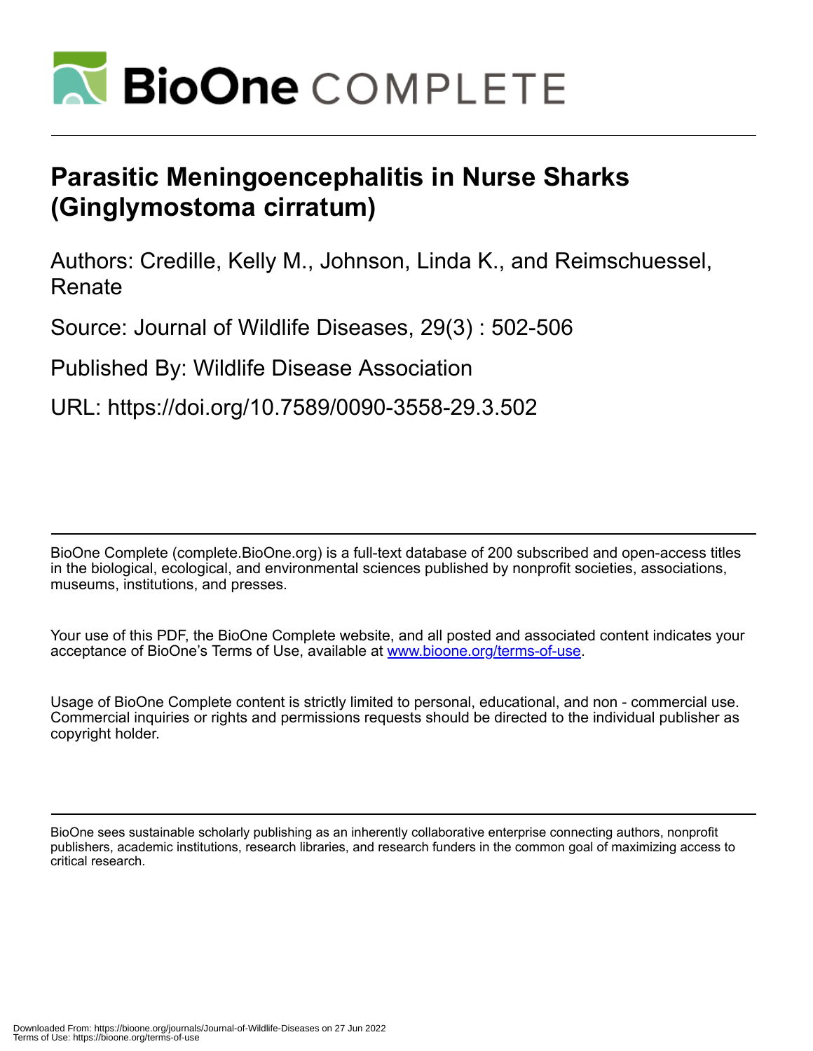# BioOne COMPLETE

# Parasitic Meningoencephalitis in Nurse Sharks (Ginglymostoma cirratum)

Authors: Credille, Kelly M., Johnson, Linda K., and Reimschuessel, Renate

Source: Journal of Wildlife Diseases, 29(3) : 502-506

Published By: Wildlife Disease Association

URL: https://doi.org/10.7589/0090-3558-29.3.502

BioOne Complete (complete.BioOne.org) is a full-text database of 200 subscribed and open-access titles in the biological, ecological, and environmental sciences published by nonprofit societies, associations, museums, institutions, and presses.

Your use of this PDF, the BioOne Complete website, and all posted and associated content indicates your acceptance of BioOne's Terms of Use, available at www.bioone.org/terms-of-use.

Usage of BioOne Complete content is strictly limited to personal, educational, and non - commercial use. Commercial inquiries or rights and permissions requests should be directed to the individual publisher as copyright holder.

BioOne sees sustainable scholarly publishing as an inherently collaborative enterprise connecting authors, nonprofit publishers, academic institutions, research libraries, and research funders in the common goal of maximizing access to critical research.

Downloaded From: https://bioone.org/journals/Journal-of-Wildlife-Diseases on 27 Jun 2022
Terms of Use: https://bioone.org/terms-of-use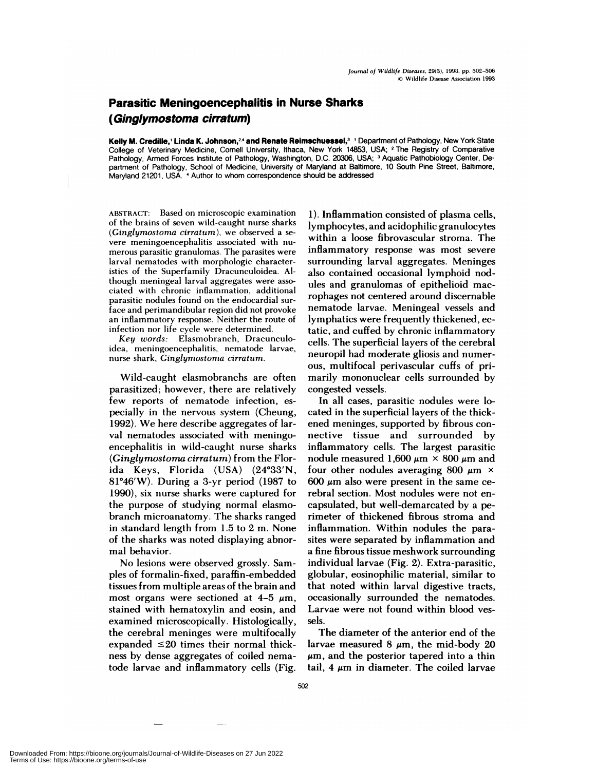# Parasitic Meningoencephalitis in Nurse Sharks (*Ginglymostoma cirratum*)

**Kelly M. Credille,[1] Linda K. Johnson,[2,4] and Renate Reimschuessel,[3]** [1] Department of Pathology, New York State College of Veterinary Medicine, Cornell University, Ithaca, New York 14853, USA; [2] The Registry of Comparative Pathology, Armed Forces Institute of Pathology, Washington, D.C. 20306, USA; [3] Aquatic Pathobiology Center, Department of Pathology, School of Medicine, University of Maryland at Baltimore, 10 South Pine Street, Baltimore, Maryland 21201, USA. [4] Author to whom correspondence should be addressed

ABSTRACT: Based on microscopic examination of the brains of seven wild-caught nurse sharks (*Ginglymostoma cirratum*), we observed a severe meningoencephalitis associated with numerous parasitic granulomas. The parasites were larval nematodes with morphologic characteristics of the Superfamily Dracunculoidea. Although meningeal larval aggregates were associated with chronic inflammation, additional parasitic nodules found on the endocardial surface and perimandibular region did not provoke an inflammatory response. Neither the route of infection nor life cycle were determined.

*Key words:* Elasmobranch, Dracunculoidea, meningoencephalitis, nematode larvae, nurse shark, *Ginglymostoma cirratum*.

Wild-caught elasmobranchs are often parasitized; however, there are relatively few reports of nematode infection, especially in the nervous system (Cheung, 1992). We here describe aggregates of larval nematodes associated with meningoencephalitis in wild-caught nurse sharks (*Ginglymostoma cirratum*) from the Florida Keys, Florida (USA) (24°33′N, 81°46′W). During a 3-yr period (1987 to 1990), six nurse sharks were captured for the purpose of studying normal elasmobranch microanatomy. The sharks ranged in standard length from 1.5 to 2 m. None of the sharks was noted displaying abnormal behavior.

No lesions were observed grossly. Samples of formalin-fixed, paraffin-embedded tissues from multiple areas of the brain and most organs were sectioned at 4–5 μm, stained with hematoxylin and eosin, and examined microscopically. Histologically, the cerebral meninges were multifocally expanded ≤20 times their normal thickness by dense aggregates of coiled nematode larvae and inflammatory cells (Fig. 1). Inflammation consisted of plasma cells, lymphocytes, and acidophilic granulocytes within a loose fibrovascular stroma. The inflammatory response was most severe surrounding larval aggregates. Meninges also contained occasional lymphoid nodules and granulomas of epithelioid macrophages not centered around discernable nematode larvae. Meningeal vessels and lymphatics were frequently thickened, ectatic, and cuffed by chronic inflammatory cells. The superficial layers of the cerebral neuropil had moderate gliosis and numerous, multifocal perivascular cuffs of primarily mononuclear cells surrounded by congested vessels.

In all cases, parasitic nodules were located in the superficial layers of the thickened meninges, supported by fibrous connective tissue and surrounded by inflammatory cells. The largest parasitic nodule measured 1,600 μm × 800 μm and four other nodules averaging 800 μm × 600 μm also were present in the same cerebral section. Most nodules were not encapsulated, but well-demarcated by a perimeter of thickened fibrous stroma and inflammation. Within nodules the parasites were separated by inflammation and a fine fibrous tissue meshwork surrounding individual larvae (Fig. 2). Extra-parasitic, globular, eosinophilic material, similar to that noted within larval digestive tracts, occasionally surrounded the nematodes. Larvae were not found within blood vessels.

The diameter of the anterior end of the larvae measured 8 μm, the mid-body 20 μm, and the posterior tapered into a thin tail, 4 μm in diameter. The coiled larvae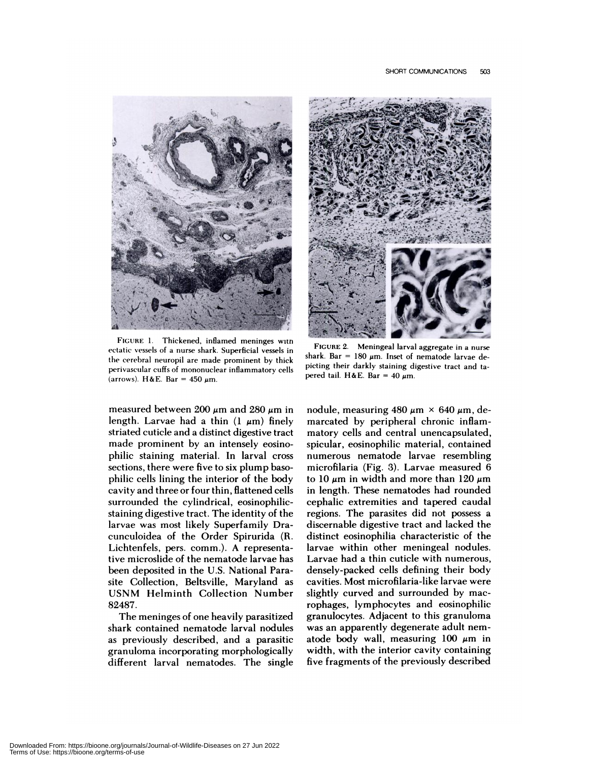FIGURE 1. Thickened, inflamed meninges with ectatic vessels of a nurse shark. Superficial vessels in the cerebral neuropil are made prominent by thick perivascular cuffs of mononuclear inflammatory cells (arrows). H&E. Bar = 450 μm.

FIGURE 2. Meningeal larval aggregate in a nurse shark. Bar = 180 μm. Inset of nematode larvae depicting their darkly staining digestive tract and tapered tail. H&E. Bar = 40 μm.

measured between 200 μm and 280 μm in length. Larvae had a thin (1 μm) finely striated cuticle and a distinct digestive tract made prominent by an intensely eosinophilic staining material. In larval cross sections, there were five to six plump basophilic cells lining the interior of the body cavity and three or four thin, flattened cells surrounded the cylindrical, eosinophilic-staining digestive tract. The identity of the larvae was most likely Superfamily Dracunculoidea of the Order Spirurida (R. Lichtenfels, pers. comm.). A representative microslide of the nematode larvae has been deposited in the U.S. National Parasite Collection, Beltsville, Maryland as USNM Helminth Collection Number 82487.

The meninges of one heavily parasitized shark contained nematode larval nodules as previously described, and a parasitic granuloma incorporating morphologically different larval nematodes. The single nodule, measuring 480 μm × 640 μm, demarcated by peripheral chronic inflammatory cells and central unencapsulated, spicular, eosinophilic material, contained numerous nematode larvae resembling microfilaria (Fig. 3). Larvae measured 6 to 10 μm in width and more than 120 μm in length. These nematodes had rounded cephalic extremities and tapered caudal regions. The parasites did not possess a discernable digestive tract and lacked the distinct eosinophilia characteristic of the larvae within other meningeal nodules. Larvae had a thin cuticle with numerous, densely-packed cells defining their body cavities. Most microfilaria-like larvae were slightly curved and surrounded by macrophages, lymphocytes and eosinophilic granulocytes. Adjacent to this granuloma was an apparently degenerate adult nematode body wall, measuring 100 μm in width, with the interior cavity containing five fragments of the previously described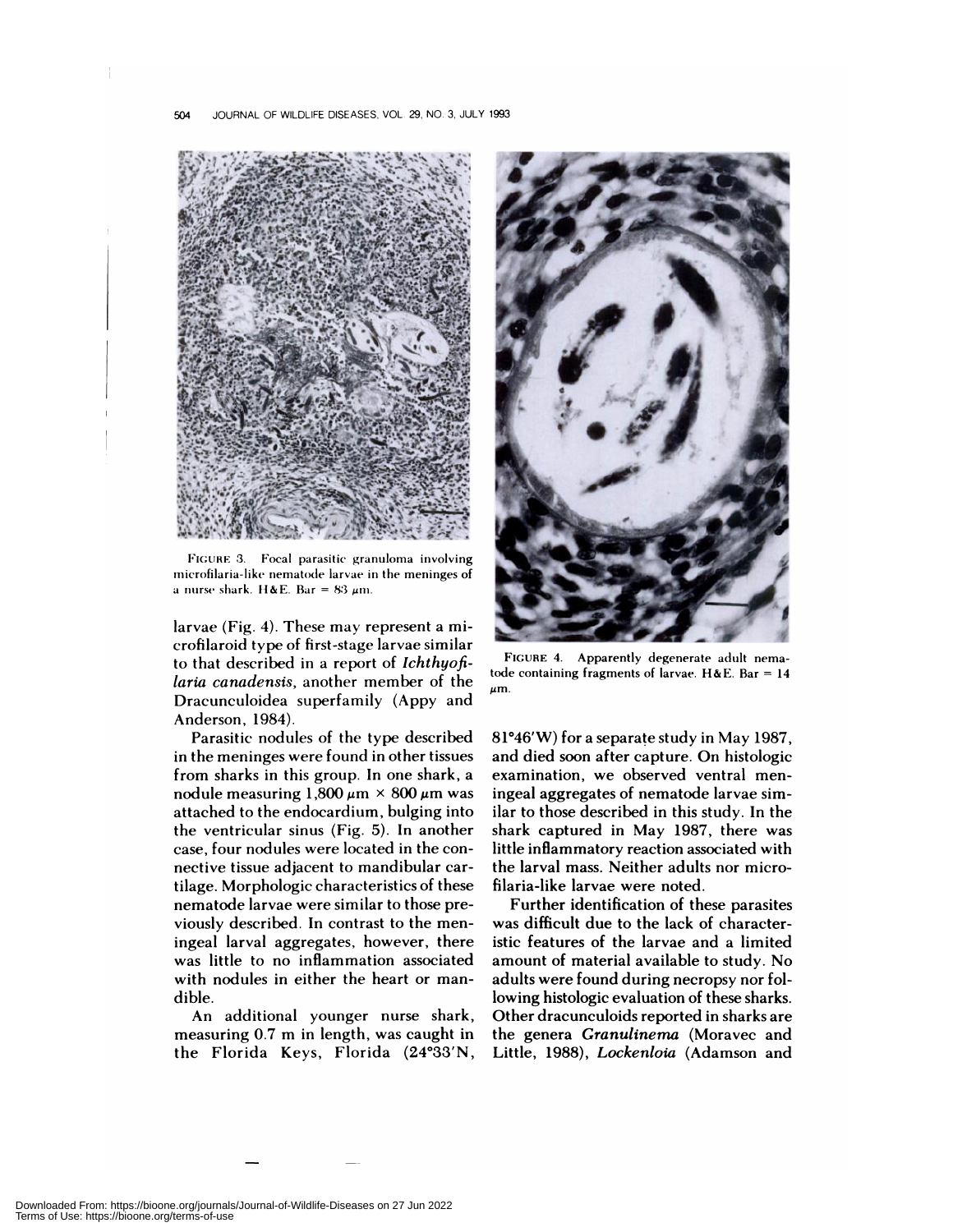FIGURE 3. Focal parasitic granuloma involving microfilaria-like nematode larvae in the meninges of a nurse shark. H&E. Bar = 83 μm.

FIGURE 4. Apparently degenerate adult nematode containing fragments of larvae. H&E. Bar = 14 μm.

larvae (Fig. 4). These may represent a microfilaroid type of first-stage larvae similar to that described in a report of *Ichthyofilaria canadensis*, another member of the Dracunculoidea superfamily (Appy and Anderson, 1984).

Parasitic nodules of the type described in the meninges were found in other tissues from sharks in this group. In one shark, a nodule measuring 1,800 μm × 800 μm was attached to the endocardium, bulging into the ventricular sinus (Fig. 5). In another case, four nodules were located in the connective tissue adjacent to mandibular cartilage. Morphologic characteristics of these nematode larvae were similar to those previously described. In contrast to the meningeal larval aggregates, however, there was little to no inflammation associated with nodules in either the heart or mandible.

An additional younger nurse shark, measuring 0.7 m in length, was caught in the Florida Keys, Florida (24°33′N, 81°46′W) for a separate study in May 1987, and died soon after capture. On histologic examination, we observed ventral meningeal aggregates of nematode larvae similar to those described in this study. In the shark captured in May 1987, there was little inflammatory reaction associated with the larval mass. Neither adults nor microfilaria-like larvae were noted.

Further identification of these parasites was difficult due to the lack of characteristic features of the larvae and a limited amount of material available to study. No adults were found during necropsy nor following histologic evaluation of these sharks. Other dracunculoids reported in sharks are the genera *Granulinema* (Moravec and Little, 1988), *Lockenloia* (Adamson and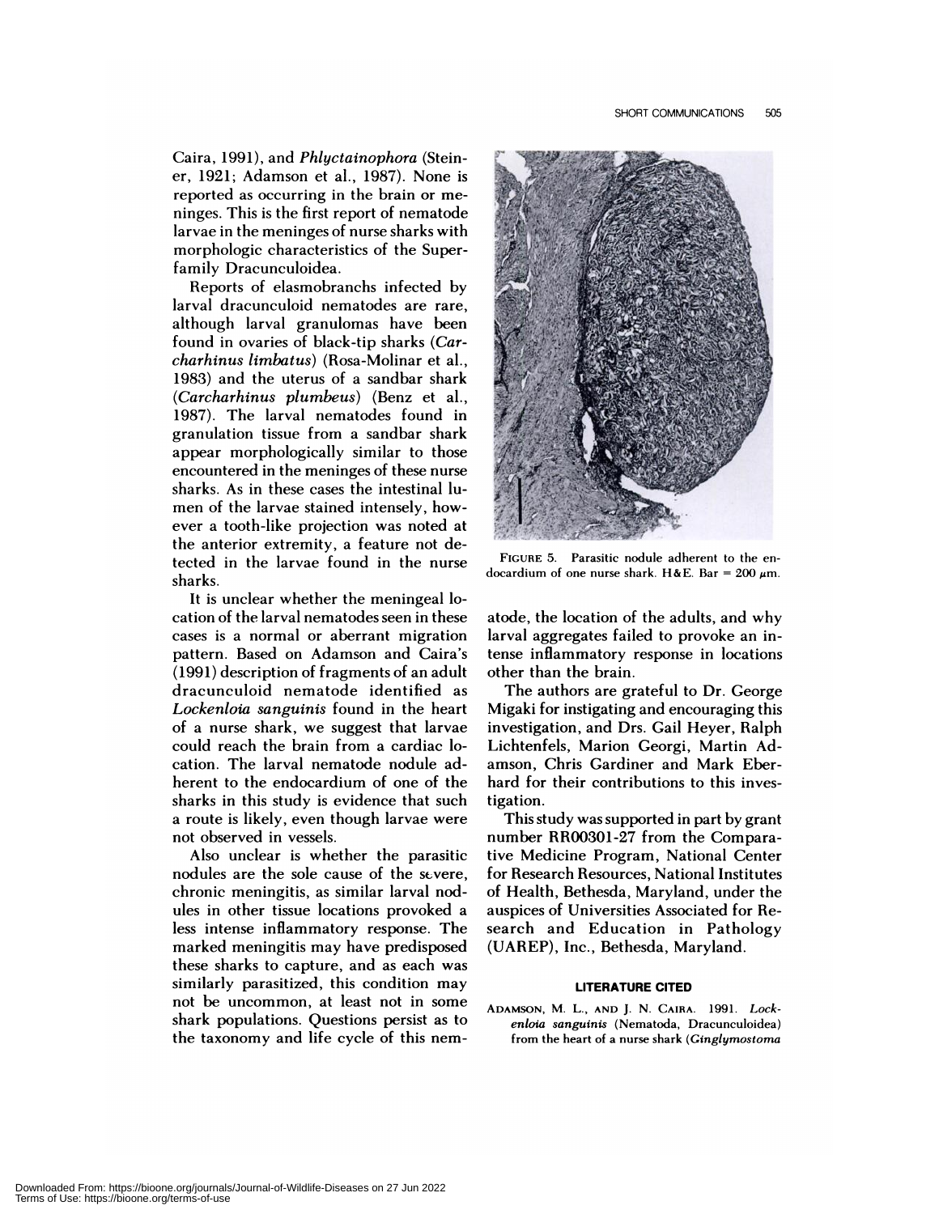Caira, 1991), and *Phlyctainophora* (Steiner, 1921; Adamson et al., 1987). None is reported as occurring in the brain or meninges. This is the first report of nematode larvae in the meninges of nurse sharks with morphologic characteristics of the Superfamily Dracunculoidea.

Reports of elasmobranchs infected by larval dracunculoid nematodes are rare, although larval granulomas have been found in ovaries of black-tip sharks (*Carcharhinus limbatus*) (Rosa-Molinar et al., 1983) and the uterus of a sandbar shark (*Carcharhinus plumbeus*) (Benz et al., 1987). The larval nematodes found in granulation tissue from a sandbar shark appear morphologically similar to those encountered in the meninges of these nurse sharks. As in these cases the intestinal lumen of the larvae stained intensely, however a tooth-like projection was noted at the anterior extremity, a feature not detected in the larvae found in the nurse sharks.

It is unclear whether the meningeal location of the larval nematodes seen in these cases is a normal or aberrant migration pattern. Based on Adamson and Caira's (1991) description of fragments of an adult dracunculoid nematode identified as *Lockenloia sanguinis* found in the heart of a nurse shark, we suggest that larvae could reach the brain from a cardiac location. The larval nematode nodule adherent to the endocardium of one of the sharks in this study is evidence that such a route is likely, even though larvae were not observed in vessels.

Also unclear is whether the parasitic nodules are the sole cause of the severe, chronic meningitis, as similar larval nodules in other tissue locations provoked a less intense inflammatory response. The marked meningitis may have predisposed these sharks to capture, and as each was similarly parasitized, this condition may not be uncommon, at least not in some shark populations. Questions persist as to the taxonomy and life cycle of this nematode, the location of the adults, and why larval aggregates failed to provoke an intense inflammatory response in locations other than the brain.

FIGURE 5. Parasitic nodule adherent to the endocardium of one nurse shark. H&E. Bar = 200 μm.

The authors are grateful to Dr. George Migaki for instigating and encouraging this investigation, and Drs. Gail Heyer, Ralph Lichtenfels, Marion Georgi, Martin Adamson, Chris Gardiner and Mark Eberhard for their contributions to this investigation.

This study was supported in part by grant number RR00301-27 from the Comparative Medicine Program, National Center for Research Resources, National Institutes of Health, Bethesda, Maryland, under the auspices of Universities Associated for Research and Education in Pathology (UAREP), Inc., Bethesda, Maryland.

## LITERATURE CITED

ADAMSON, M. L., AND J. N. CAIRA. 1991. *Lockenloia sanguinis* (Nematoda, Dracunculoidea) from the heart of a nurse shark (*Ginglymostoma*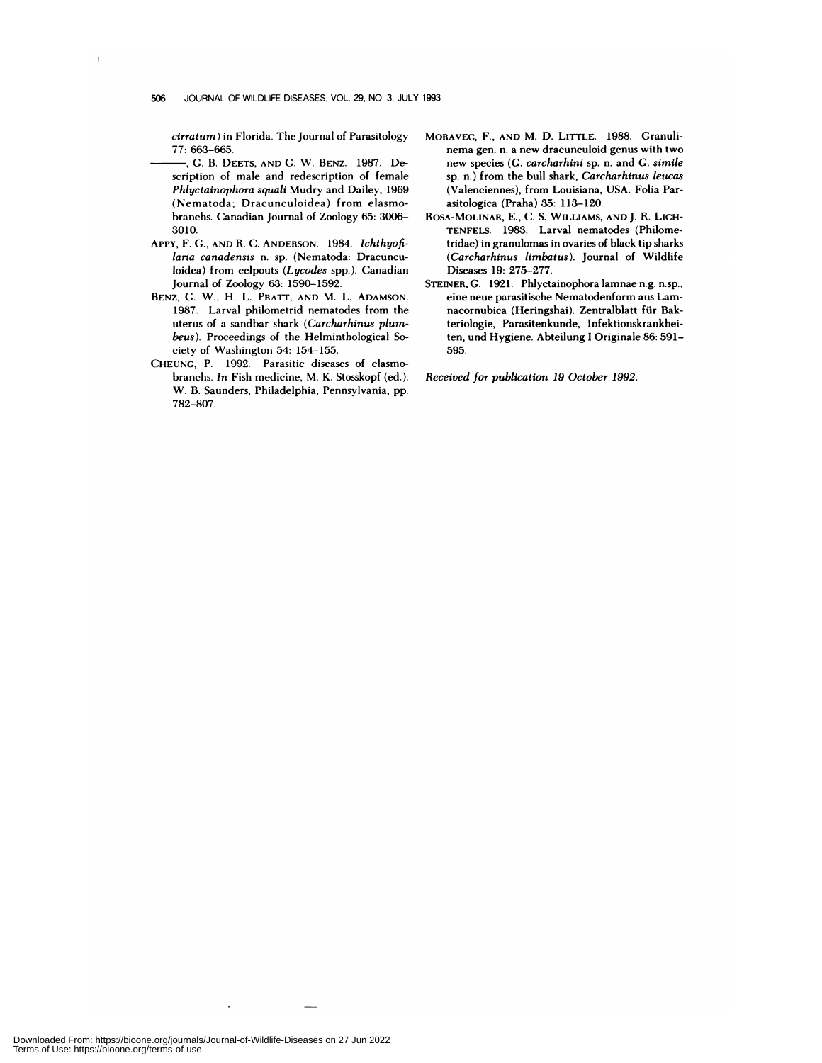*cirratum*) in Florida. The Journal of Parasitology 77: 663–665.

———, G. B. DEETS, AND G. W. BENZ. 1987. Description of male and redescription of female *Phlyctainophora squali* Mudry and Dailey, 1969 (Nematoda; Dracunculoidea) from elasmobranchs. Canadian Journal of Zoology 65: 3006–3010.

APPY, F. G., AND R. C. ANDERSON. 1984. *Ichthyofilaria canadensis* n. sp. (Nematoda: Dracunculoidea) from eelpouts (*Lycodes* spp.). Canadian Journal of Zoology 63: 1590–1592.

BENZ, G. W., H. L. PRATT, AND M. L. ADAMSON. 1987. Larval philometrid nematodes from the uterus of a sandbar shark (*Carcharhinus plumbeus*). Proceedings of the Helminthological Society of Washington 54: 154–155.

CHEUNG, P. 1992. Parasitic diseases of elasmobranchs. *In* Fish medicine, M. K. Stosskopf (ed.). W. B. Saunders, Philadelphia, Pennsylvania, pp. 782–807.

MORAVEC, F., AND M. D. LITTLE. 1988. Granulinema gen. n. a new dracunculoid genus with two new species (*G. carcharhini* sp. n. and *G. simile* sp. n.) from the bull shark, *Carcharhinus leucas* (Valenciennes), from Louisiana, USA. Folia Parasitologica (Praha) 35: 113–120.

ROSA-MOLINAR, E., C. S. WILLIAMS, AND J. R. LICHTENFELS. 1983. Larval nematodes (Philometridae) in granulomas in ovaries of black tip sharks (*Carcharhinus limbatus*). Journal of Wildlife Diseases 19: 275–277.

STEINER, G. 1921. Phlyctainophora lamnae n.g. n.sp., eine neue parasitische Nematodenform aus Lamnacornubica (Heringshai). Zentralblatt für Bakteriologie, Parasitenkunde, Infektionskrankheiten, und Hygiene. Abteilung I Originale 86: 591–595.

*Received for publication 19 October 1992.*